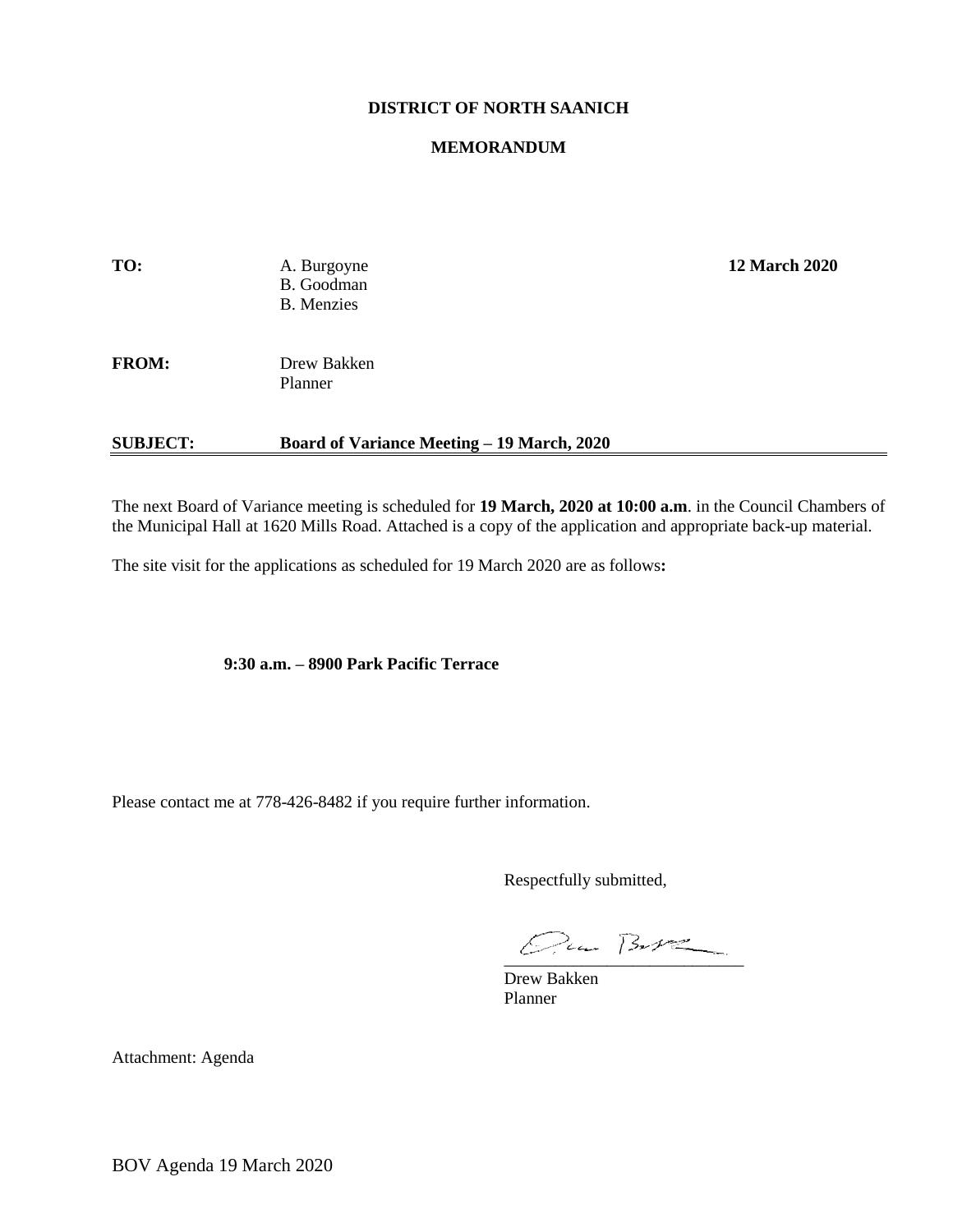**DISTRICT OF NORTH SAANICH**

**MEMORANDUM**

**TO:** A. Burgoyne
B. Goodman
B. Menzies

**12 March 2020**

**FROM:** Drew Bakken
Planner

**SUBJECT: Board of Variance Meeting – 19 March, 2020**

---

The next Board of Variance meeting is scheduled for **19 March, 2020 at 10:00 a.m**. in the Council Chambers of the Municipal Hall at 1620 Mills Road. Attached is a copy of the application and appropriate back-up material.

The site visit for the applications as scheduled for 19 March 2020 are as follows**:**

**9:30 a.m. – 8900 Park Pacific Terrace**

Please contact me at 778-426-8482 if you require further information.

Respectfully submitted,

Drew Bakken
Planner

Attachment: Agenda

BOV Agenda 19 March 2020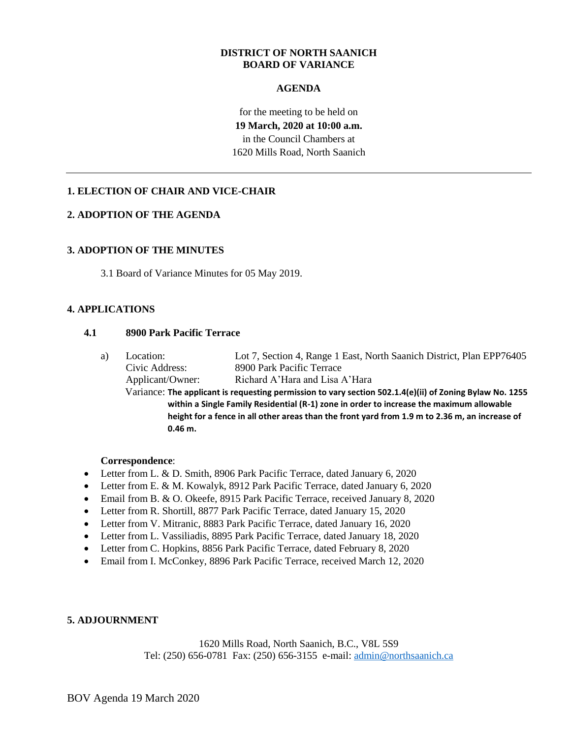**DISTRICT OF NORTH SAANICH**
**BOARD OF VARIANCE**

**AGENDA**

for the meeting to be held on
**19 March, 2020 at 10:00 a.m.**
in the Council Chambers at
1620 Mills Road, North Saanich

---

## 1. ELECTION OF CHAIR AND VICE-CHAIR

## 2. ADOPTION OF THE AGENDA

## 3. ADOPTION OF THE MINUTES

3.1 Board of Variance Minutes for 05 May 2019.

## 4. APPLICATIONS

### 4.1 8900 Park Pacific Terrace

a) Location: Lot 7, Section 4, Range 1 East, North Saanich District, Plan EPP76405
Civic Address: 8900 Park Pacific Terrace
Applicant/Owner: Richard A'Hara and Lisa A'Hara
Variance: **The applicant is requesting permission to vary section 502.1.4(e)(ii) of Zoning Bylaw No. 1255 within a Single Family Residential (R-1) zone in order to increase the maximum allowable height for a fence in all other areas than the front yard from 1.9 m to 2.36 m, an increase of 0.46 m.**

**Correspondence**:

- Letter from L. & D. Smith, 8906 Park Pacific Terrace, dated January 6, 2020
- Letter from E. & M. Kowalyk, 8912 Park Pacific Terrace, dated January 6, 2020
- Email from B. & O. Okeefe, 8915 Park Pacific Terrace, received January 8, 2020
- Letter from R. Shortill, 8877 Park Pacific Terrace, dated January 15, 2020
- Letter from V. Mitranic, 8883 Park Pacific Terrace, dated January 16, 2020
- Letter from L. Vassiliadis, 8895 Park Pacific Terrace, dated January 18, 2020
- Letter from C. Hopkins, 8856 Park Pacific Terrace, dated February 8, 2020
- Email from I. McConkey, 8896 Park Pacific Terrace, received March 12, 2020

## 5. ADJOURNMENT

1620 Mills Road, North Saanich, B.C., V8L 5S9
Tel: (250) 656-0781 Fax: (250) 656-3155 e-mail: admin@northsaanich.ca